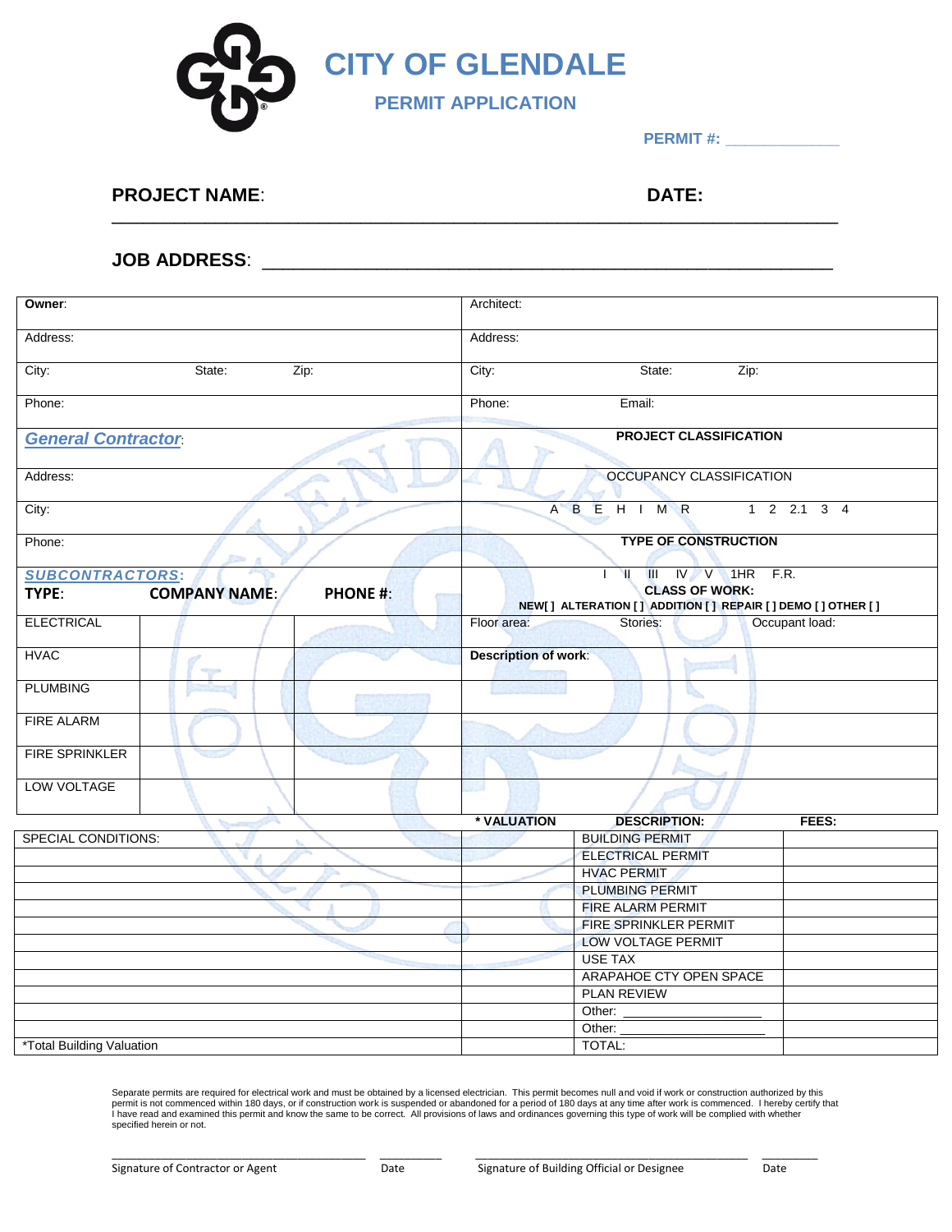# CITY OF GLENDALE

## PERMIT APPLICATION

**PERMIT #:** _____________

**PROJECT NAME**: **DATE:**

**JOB ADDRESS**: ____________________________________________________________

| **Owner**: | Architect: |
|---|---|
| Address: | Address: |
| City: State: Zip: | City: State: Zip: |
| Phone: | Phone: Email: |
| ***General Contractor***: | **PROJECT CLASSIFICATION** |
| Address: | OCCUPANCY CLASSIFICATION |
| City: | A B E H I M R 1 2 2.1 3 4 |
| Phone: | **TYPE OF CONSTRUCTION** |
| ***SUBCONTRACTORS***: | I II III IV V 1HR F.R. |

| **TYPE:** | **COMPANY NAME:** | **PHONE #:** | **CLASS OF WORK:** NEW[ ] ALTERATION [ ] ADDITION [ ] REPAIR [ ] DEMO [ ] OTHER [ ] |
|---|---|---|---|
| ELECTRICAL | | | Floor area: Stories: Occupant load: |
| HVAC | | | **Description of work**: |
| PLUMBING | | | |
| FIRE ALARM | | | |
| FIRE SPRINKLER | | | |
| LOW VOLTAGE | | | |

| | **\* VALUATION** | **DESCRIPTION:** | **FEES:** |
|---|---|---|---|
| SPECIAL CONDITIONS: | | BUILDING PERMIT | |
| | | ELECTRICAL PERMIT | |
| | | HVAC PERMIT | |
| | | PLUMBING PERMIT | |
| | | FIRE ALARM PERMIT | |
| | | FIRE SPRINKLER PERMIT | |
| | | LOW VOLTAGE PERMIT | |
| | | USE TAX | |
| | | ARAPAHOE CTY OPEN SPACE | |
| | | PLAN REVIEW | |
| | | Other: ____________________ | |
| | | Other: ____________________ | |
| *Total Building Valuation | | TOTAL: | |

Separate permits are required for electrical work and must be obtained by a licensed electrician. This permit becomes null and void if work or construction authorized by this permit is not commenced within 180 days, or if construction work is suspended or abandoned for a period of 180 days at any time after work is commenced. I hereby certify that I have read and examined this permit and know the same to be correct. All provisions of laws and ordinances governing this type of work will be complied with whether specified herein or not.

______________________________ __________ ______________________________ __________
Signature of Contractor or Agent Date Signature of Building Official or Designee Date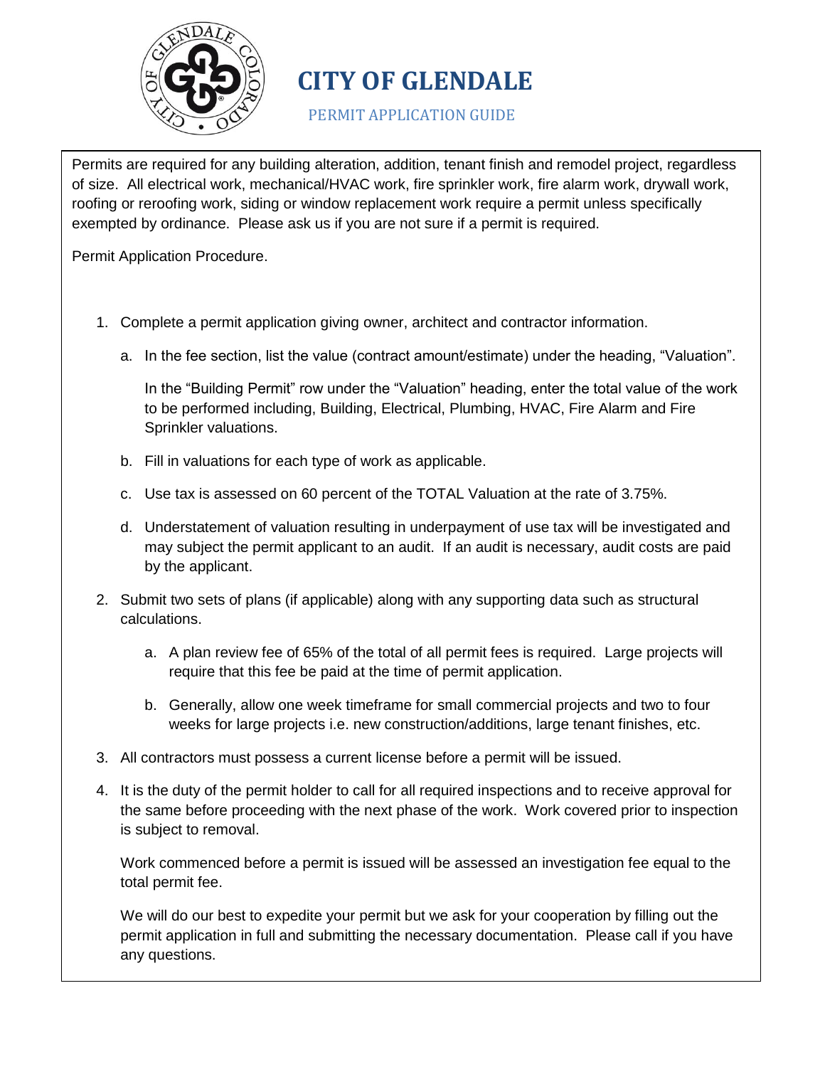# CITY OF GLENDALE

PERMIT APPLICATION GUIDE

Permits are required for any building alteration, addition, tenant finish and remodel project, regardless of size. All electrical work, mechanical/HVAC work, fire sprinkler work, fire alarm work, drywall work, roofing or reroofing work, siding or window replacement work require a permit unless specifically exempted by ordinance. Please ask us if you are not sure if a permit is required.

Permit Application Procedure.

1. Complete a permit application giving owner, architect and contractor information.
   a. In the fee section, list the value (contract amount/estimate) under the heading, "Valuation".

      In the "Building Permit" row under the "Valuation" heading, enter the total value of the work to be performed including, Building, Electrical, Plumbing, HVAC, Fire Alarm and Fire Sprinkler valuations.
   b. Fill in valuations for each type of work as applicable.
   c. Use tax is assessed on 60 percent of the TOTAL Valuation at the rate of 3.75%.
   d. Understatement of valuation resulting in underpayment of use tax will be investigated and may subject the permit applicant to an audit. If an audit is necessary, audit costs are paid by the applicant.
2. Submit two sets of plans (if applicable) along with any supporting data such as structural calculations.
   a. A plan review fee of 65% of the total of all permit fees is required. Large projects will require that this fee be paid at the time of permit application.
   b. Generally, allow one week timeframe for small commercial projects and two to four weeks for large projects i.e. new construction/additions, large tenant finishes, etc.
3. All contractors must possess a current license before a permit will be issued.
4. It is the duty of the permit holder to call for all required inspections and to receive approval for the same before proceeding with the next phase of the work. Work covered prior to inspection is subject to removal.

   Work commenced before a permit is issued will be assessed an investigation fee equal to the total permit fee.

   We will do our best to expedite your permit but we ask for your cooperation by filling out the permit application in full and submitting the necessary documentation. Please call if you have any questions.